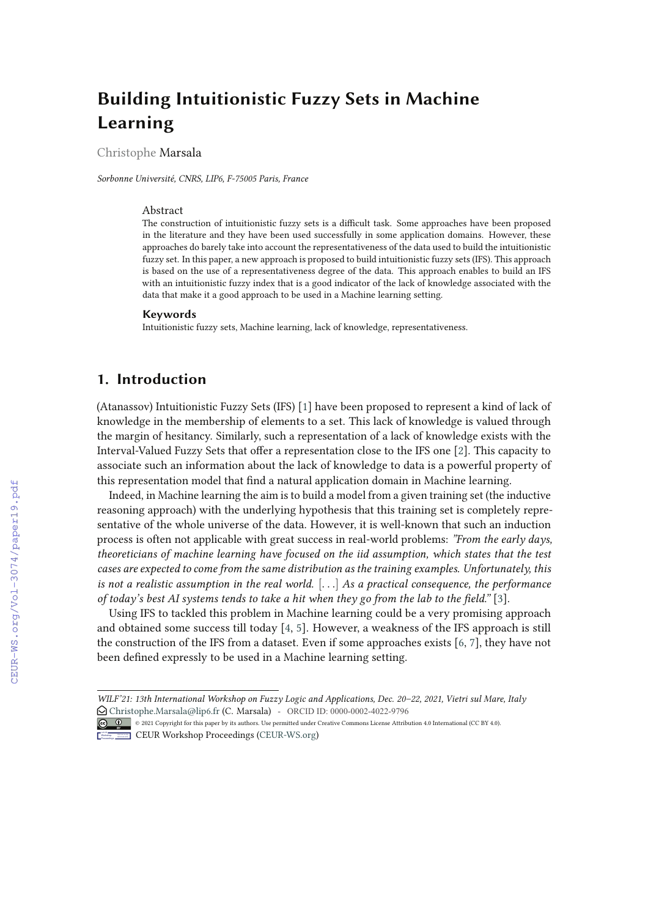# Building Intuitionistic Fuzzy Sets in Machine Learning

Christophe Marsala

*Sorbonne Université, CNRS, LIP6, F-75005 Paris, France*

## Abstract

The construction of intuitionistic fuzzy sets is a difficult task. Some approaches have been proposed in the literature and they have been used successfully in some application domains. However, these approaches do barely take into account the representativeness of the data used to build the intuitionistic fuzzy set. In this paper, a new approach is proposed to build intuitionistic fuzzy sets (IFS). This approach is based on the use of a representativeness degree of the data. This approach enables to build an IFS with an intuitionistic fuzzy index that is a good indicator of the lack of knowledge associated with the data that make it a good approach to be used in a Machine learning setting.

### Keywords

Intuitionistic fuzzy sets, Machine learning, lack of knowledge, representativeness.

## 1. Introduction

(Atanassov) Intuitionistic Fuzzy Sets (IFS) [1] have been proposed to represent a kind of lack of knowledge in the membership of elements to a set. This lack of knowledge is valued through the margin of hesitancy. Similarly, such a representation of a lack of knowledge exists with the Interval-Valued Fuzzy Sets that offer a representation close to the IFS one [2]. This capacity to associate such an information about the lack of knowledge to data is a powerful property of this representation model that find a natural application domain in Machine learning.

Indeed, in Machine learning the aim is to build a model from a given training set (the inductive reasoning approach) with the underlying hypothesis that this training set is completely representative of the whole universe of the data. However, it is well-known that such an induction process is often not applicable with great success in real-world problems: *"From the early days, theoreticians of machine learning have focused on the iid assumption, which states that the test cases are expected to come from the same distribution as the training examples. Unfortunately, this is not a realistic assumption in the real world.* [...] *As a practical consequence, the performance of today's best AI systems tends to take a hit when they go from the lab to the field."* [3].

Using IFS to tackled this problem in Machine learning could be a very promising approach and obtained some success till today [4, 5]. However, a weakness of the IFS approach is still the construction of the IFS from a dataset. Even if some approaches exists [6, 7], they have not been defined expressly to be used in a Machine learning setting.

---

*WILF'21: 13th International Workshop on Fuzzy Logic and Applications, Dec. 20–22, 2021, Vietri sul Mare, Italy*
Christophe.Marsala@lip6.fr (C. Marsala) - ORCID ID: 0000-0002-4022-9796
© 2021 Copyright for this paper by its authors. Use permitted under Creative Commons License Attribution 4.0 International (CC BY 4.0).
CEUR Workshop Proceedings (CEUR-WS.org)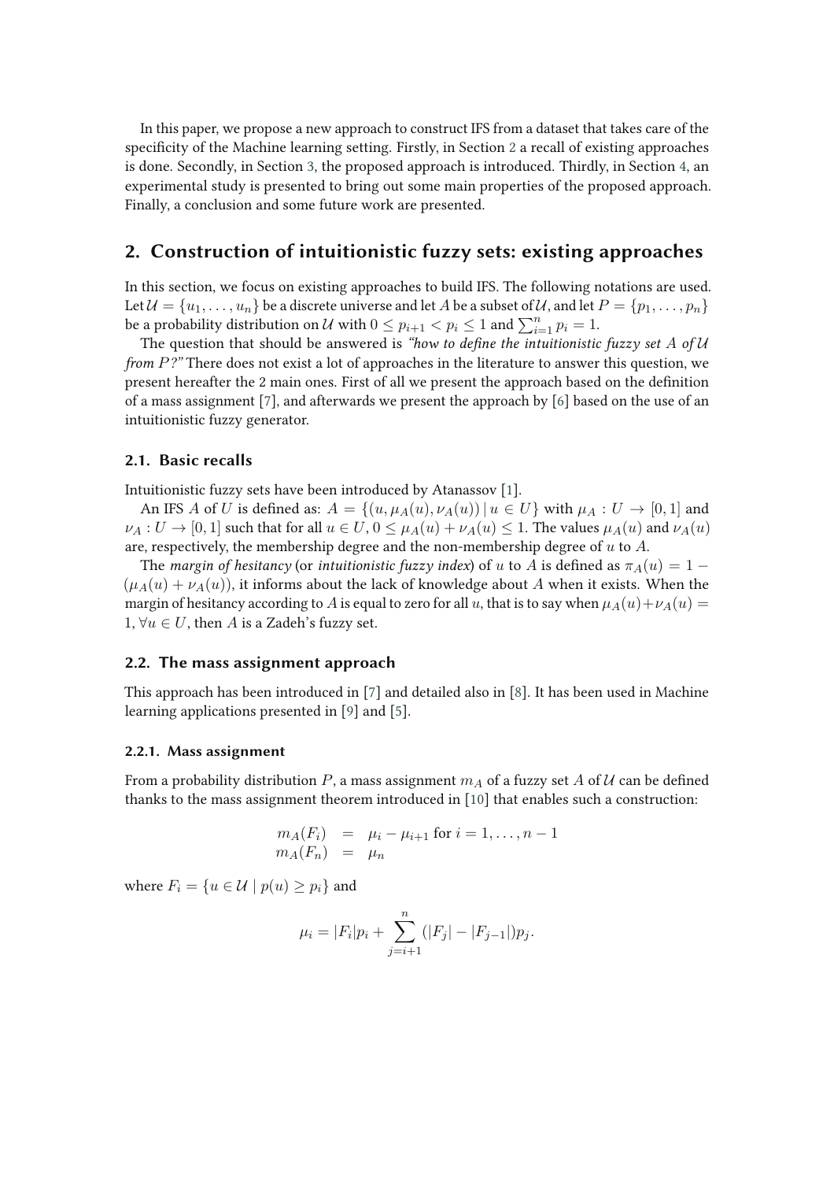In this paper, we propose a new approach to construct IFS from a dataset that takes care of the specificity of the Machine learning setting. Firstly, in Section 2 a recall of existing approaches is done. Secondly, in Section 3, the proposed approach is introduced. Thirdly, in Section 4, an experimental study is presented to bring out some main properties of the proposed approach. Finally, a conclusion and some future work are presented.

## 2. Construction of intuitionistic fuzzy sets: existing approaches

In this section, we focus on existing approaches to build IFS. The following notations are used. Let $\mathcal{U} = \{u_1, \ldots, u_n\}$ be a discrete universe and let $A$ be a subset of $\mathcal{U}$, and let $P = \{p_1, \ldots, p_n\}$ be a probability distribution on $\mathcal{U}$ with $0 \leq p_{i+1} < p_i \leq 1$ and $\sum_{i=1}^{n} p_i = 1$.

The question that should be answered is *"how to define the intuitionistic fuzzy set $A$ of $\mathcal{U}$ from $P$?"* There does not exist a lot of approaches in the literature to answer this question, we present hereafter the 2 main ones. First of all we present the approach based on the definition of a mass assignment [7], and afterwards we present the approach by [6] based on the use of an intuitionistic fuzzy generator.

### 2.1. Basic recalls

Intuitionistic fuzzy sets have been introduced by Atanassov [1].

An IFS $A$ of $U$ is defined as: $A = \{(u, \mu_A(u), \nu_A(u)) \mid u \in U\}$ with $\mu_A : U \to [0, 1]$ and $\nu_A : U \to [0, 1]$ such that for all $u \in U$, $0 \leq \mu_A(u) + \nu_A(u) \leq 1$. The values $\mu_A(u)$ and $\nu_A(u)$ are, respectively, the membership degree and the non-membership degree of $u$ to $A$.

The *margin of hesitancy* (or *intuitionistic fuzzy index*) of $u$ to $A$ is defined as $\pi_A(u) = 1 - (\mu_A(u) + \nu_A(u))$, it informs about the lack of knowledge about $A$ when it exists. When the margin of hesitancy according to $A$ is equal to zero for all $u$, that is to say when $\mu_A(u) + \nu_A(u) = 1, \forall u \in U$, then $A$ is a Zadeh's fuzzy set.

### 2.2. The mass assignment approach

This approach has been introduced in [7] and detailed also in [8]. It has been used in Machine learning applications presented in [9] and [5].

#### 2.2.1. Mass assignment

From a probability distribution $P$, a mass assignment $m_A$ of a fuzzy set $A$ of $\mathcal{U}$ can be defined thanks to the mass assignment theorem introduced in [10] that enables such a construction:

$$
\begin{array}{rcl}
m_A(F_i) & = & \mu_i - \mu_{i+1} \text{ for } i = 1, \ldots, n-1 \\
m_A(F_n) & = & \mu_n
\end{array}
$$

where $F_i = \{u \in \mathcal{U} \mid p(u) \geq p_i\}$ and

$$
\mu_i = |F_i| p_i + \sum_{j=i+1}^{n} (|F_j| - |F_{j-1}|) p_j.
$$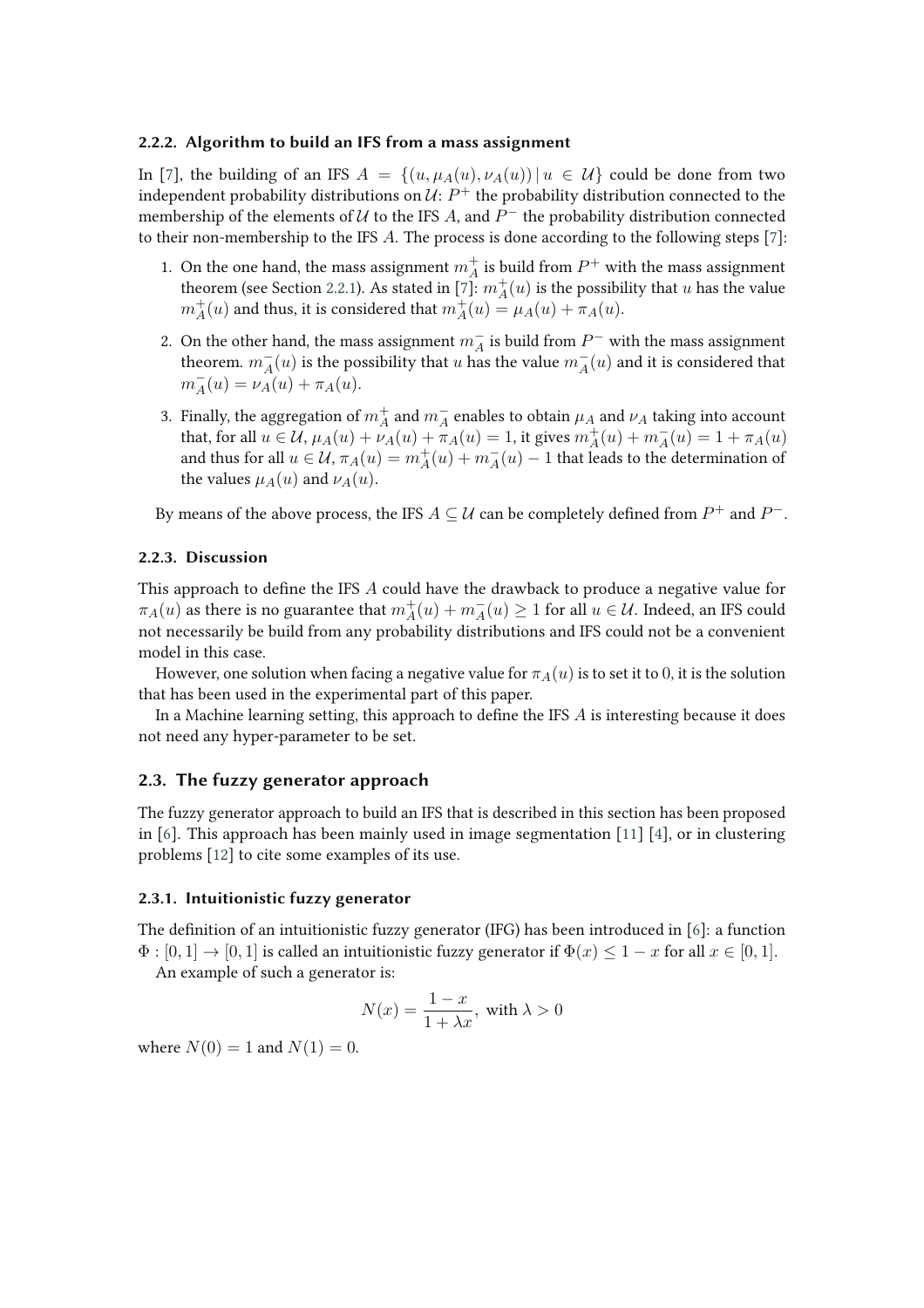#### 2.2.2. Algorithm to build an IFS from a mass assignment

In [7], the building of an IFS $A = \{(u, \mu_A(u), \nu_A(u)) \mid u \in \mathcal{U}\}$ could be done from two independent probability distributions on $\mathcal{U}$: $P^+$ the probability distribution connected to the membership of the elements of $\mathcal{U}$ to the IFS $A$, and $P^-$ the probability distribution connected to their non-membership to the IFS $A$. The process is done according to the following steps [7]:

1. On the one hand, the mass assignment $m_A^+$ is build from $P^+$ with the mass assignment theorem (see Section 2.2.1). As stated in [7]: $m_A^+(u)$ is the possibility that $u$ has the value $m_A^+(u)$ and thus, it is considered that $m_A^+(u) = \mu_A(u) + \pi_A(u)$.
2. On the other hand, the mass assignment $m_A^-$ is build from $P^-$ with the mass assignment theorem. $m_A^-(u)$ is the possibility that $u$ has the value $m_A^-(u)$ and it is considered that $m_A^-(u) = \nu_A(u) + \pi_A(u)$.
3. Finally, the aggregation of $m_A^+$ and $m_A^-$ enables to obtain $\mu_A$ and $\nu_A$ taking into account that, for all $u \in \mathcal{U}$, $\mu_A(u) + \nu_A(u) + \pi_A(u) = 1$, it gives $m_A^+(u) + m_A^-(u) = 1 + \pi_A(u)$ and thus for all $u \in \mathcal{U}$, $\pi_A(u) = m_A^+(u) + m_A^-(u) - 1$ that leads to the determination of the values $\mu_A(u)$ and $\nu_A(u)$.

By means of the above process, the IFS $A \subseteq \mathcal{U}$ can be completely defined from $P^+$ and $P^-$.

#### 2.2.3. Discussion

This approach to define the IFS $A$ could have the drawback to produce a negative value for $\pi_A(u)$ as there is no guarantee that $m_A^+(u) + m_A^-(u) \geq 1$ for all $u \in \mathcal{U}$. Indeed, an IFS could not necessarily be build from any probability distributions and IFS could not be a convenient model in this case.

However, one solution when facing a negative value for $\pi_A(u)$ is to set it to 0, it is the solution that has been used in the experimental part of this paper.

In a Machine learning setting, this approach to define the IFS $A$ is interesting because it does not need any hyper-parameter to be set.

### 2.3. The fuzzy generator approach

The fuzzy generator approach to build an IFS that is described in this section has been proposed in [6]. This approach has been mainly used in image segmentation [11] [4], or in clustering problems [12] to cite some examples of its use.

#### 2.3.1. Intuitionistic fuzzy generator

The definition of an intuitionistic fuzzy generator (IFG) has been introduced in [6]: a function $\Phi : [0, 1] \to [0, 1]$ is called an intuitionistic fuzzy generator if $\Phi(x) \leq 1 - x$ for all $x \in [0, 1]$.

An example of such a generator is:

$$N(x) = \frac{1 - x}{1 + \lambda x}, \text{ with } \lambda > 0$$

where $N(0) = 1$ and $N(1) = 0$.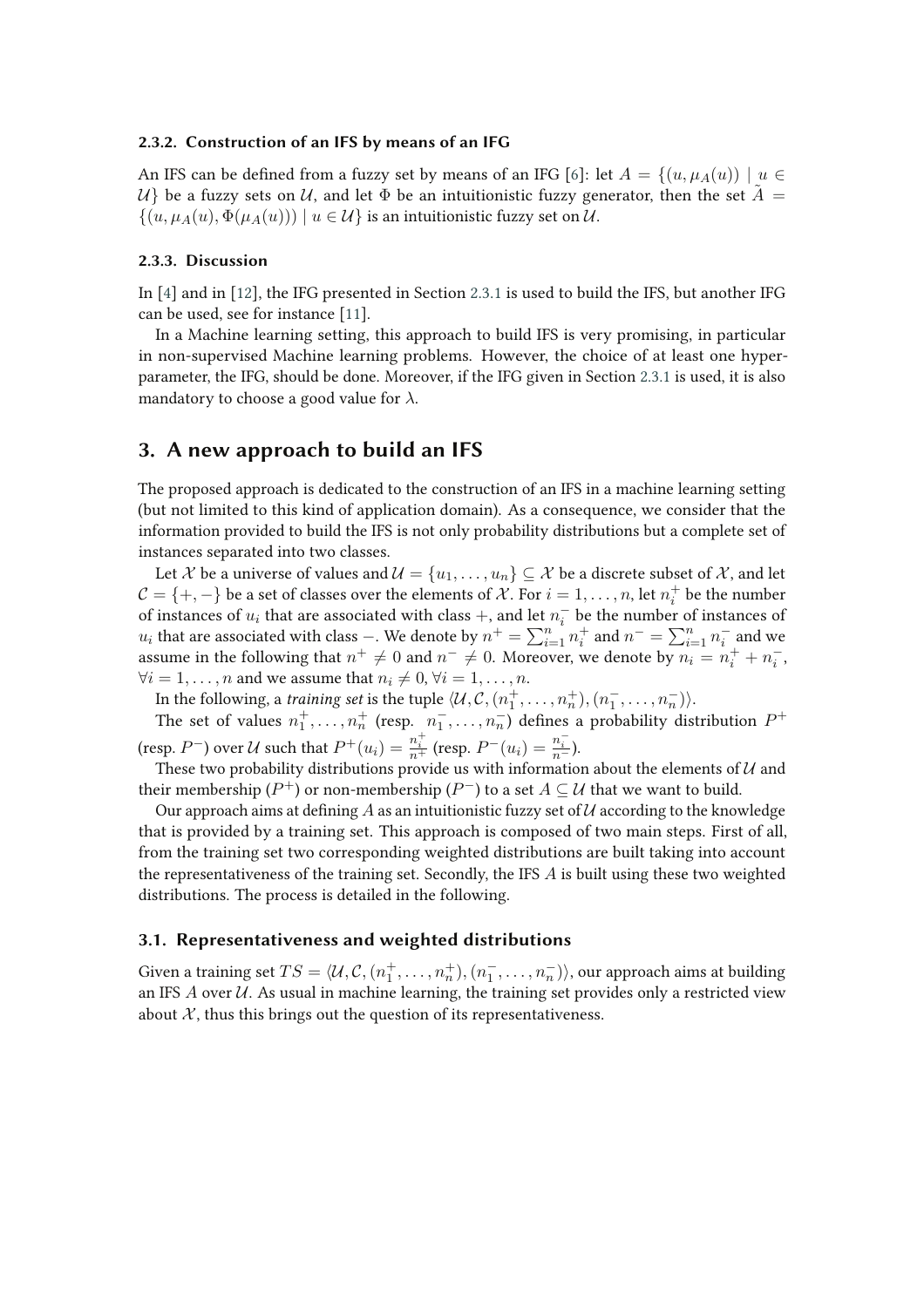### 2.3.2. Construction of an IFS by means of an IFG

An IFS can be defined from a fuzzy set by means of an IFG [6]: let $A = \{(u, \mu_A(u)) \mid u \in \mathcal{U}\}$ be a fuzzy sets on $\mathcal{U}$, and let $\Phi$ be an intuitionistic fuzzy generator, then the set $\tilde{A} = \{(u, \mu_A(u), \Phi(\mu_A(u))) \mid u \in \mathcal{U}\}$ is an intuitionistic fuzzy set on $\mathcal{U}$.

### 2.3.3. Discussion

In [4] and in [12], the IFG presented in Section 2.3.1 is used to build the IFS, but another IFG can be used, see for instance [11].

In a Machine learning setting, this approach to build IFS is very promising, in particular in non-supervised Machine learning problems. However, the choice of at least one hyper-parameter, the IFG, should be done. Moreover, if the IFG given in Section 2.3.1 is used, it is also mandatory to choose a good value for $\lambda$.

## 3. A new approach to build an IFS

The proposed approach is dedicated to the construction of an IFS in a machine learning setting (but not limited to this kind of application domain). As a consequence, we consider that the information provided to build the IFS is not only probability distributions but a complete set of instances separated into two classes.

Let $\mathcal{X}$ be a universe of values and $\mathcal{U} = \{u_1, \ldots, u_n\} \subseteq \mathcal{X}$ be a discrete subset of $\mathcal{X}$, and let $\mathcal{C} = \{+, -\}$ be a set of classes over the elements of $\mathcal{X}$. For $i = 1, \ldots, n$, let $n_i^+$ be the number of instances of $u_i$ that are associated with class $+$, and let $n_i^-$ be the number of instances of $u_i$ that are associated with class $-$. We denote by $n^+ = \sum_{i=1}^{n} n_i^+$ and $n^- = \sum_{i=1}^{n} n_i^-$ and we assume in the following that $n^+ \neq 0$ and $n^- \neq 0$. Moreover, we denote by $n_i = n_i^+ + n_i^-$, $\forall i = 1, \ldots, n$ and we assume that $n_i \neq 0$, $\forall i = 1, \ldots, n$.

In the following, a *training set* is the tuple $\langle \mathcal{U}, \mathcal{C}, (n_1^+, \ldots, n_n^+), (n_1^-, \ldots, n_n^-) \rangle$.

The set of values $n_1^+, \ldots, n_n^+$ (resp. $n_1^-, \ldots, n_n^-$) defines a probability distribution $P^+$ (resp. $P^-$) over $\mathcal{U}$ such that $P^+(u_i) = \frac{n_i^+}{n^+}$ (resp. $P^-(u_i) = \frac{n_i^-}{n^-}$).

These two probability distributions provide us with information about the elements of $\mathcal{U}$ and their membership ($P^+$) or non-membership ($P^-$) to a set $A \subseteq \mathcal{U}$ that we want to build.

Our approach aims at defining $A$ as an intuitionistic fuzzy set of $\mathcal{U}$ according to the knowledge that is provided by a training set. This approach is composed of two main steps. First of all, from the training set two corresponding weighted distributions are built taking into account the representativeness of the training set. Secondly, the IFS $A$ is built using these two weighted distributions. The process is detailed in the following.

### 3.1. Representativeness and weighted distributions

Given a training set $TS = \langle \mathcal{U}, \mathcal{C}, (n_1^+, \ldots, n_n^+), (n_1^-, \ldots, n_n^-) \rangle$, our approach aims at building an IFS $A$ over $\mathcal{U}$. As usual in machine learning, the training set provides only a restricted view about $\mathcal{X}$, thus this brings out the question of its representativeness.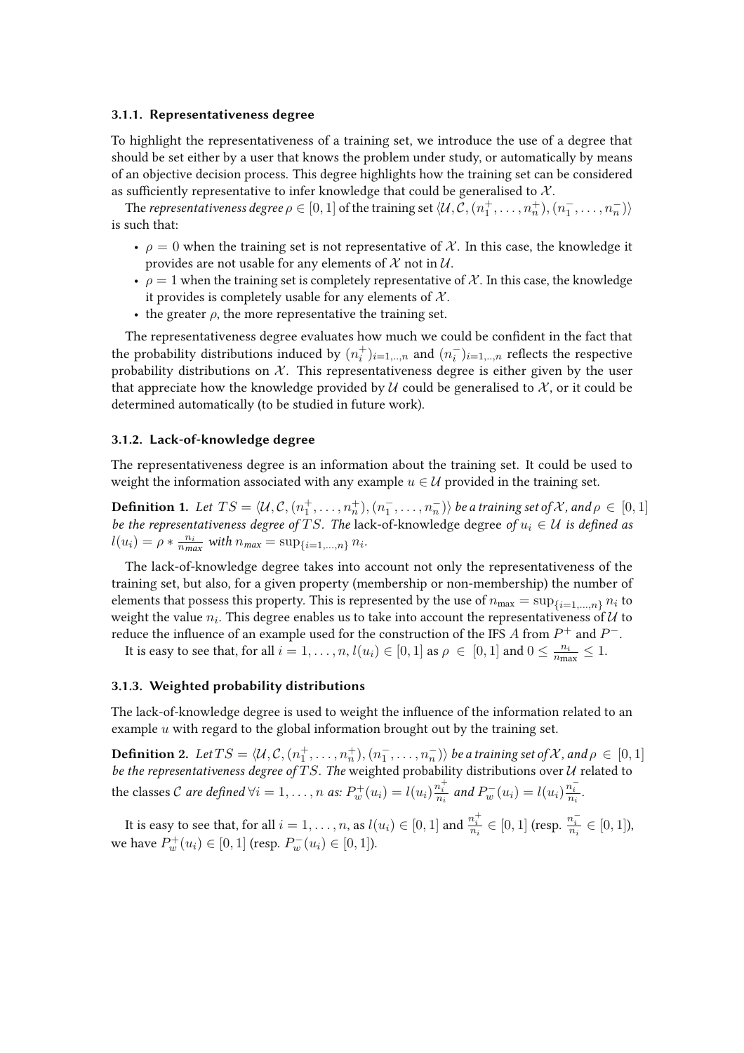#### 3.1.1. Representativeness degree

To highlight the representativeness of a training set, we introduce the use of a degree that should be set either by a user that knows the problem under study, or automatically by means of an objective decision process. This degree highlights how the training set can be considered as sufficiently representative to infer knowledge that could be generalised to $\mathcal{X}$.

The *representativeness degree* $\rho \in [0, 1]$ of the training set $\langle \mathcal{U}, \mathcal{C}, (n_1^+, \ldots, n_n^+), (n_1^-, \ldots, n_n^-) \rangle$ is such that:

- $\rho = 0$ when the training set is not representative of $\mathcal{X}$. In this case, the knowledge it provides are not usable for any elements of $\mathcal{X}$ not in $\mathcal{U}$.
- $\rho = 1$ when the training set is completely representative of $\mathcal{X}$. In this case, the knowledge it provides is completely usable for any elements of $\mathcal{X}$.
- the greater $\rho$, the more representative the training set.

The representativeness degree evaluates how much we could be confident in the fact that the probability distributions induced by $(n_i^+)_{i=1,..,n}$ and $(n_i^-)_{i=1,..,n}$ reflects the respective probability distributions on $\mathcal{X}$. This representativeness degree is either given by the user that appreciate how the knowledge provided by $\mathcal{U}$ could be generalised to $\mathcal{X}$, or it could be determined automatically (to be studied in future work).

#### 3.1.2. Lack-of-knowledge degree

The representativeness degree is an information about the training set. It could be used to weight the information associated with any example $u \in \mathcal{U}$ provided in the training set.

**Definition 1.** *Let $TS = \langle \mathcal{U}, \mathcal{C}, (n_1^+, \ldots, n_n^+), (n_1^-, \ldots, n_n^-) \rangle$ be a training set of $\mathcal{X}$, and $\rho \in [0, 1]$ be the representativeness degree of $TS$. The* lack-of-knowledge degree *of $u_i \in \mathcal{U}$ is defined as $l(u_i) = \rho * \frac{n_i}{n_{max}}$ with $n_{max} = \sup_{\{i=1,\ldots,n\}} n_i$.*

The lack-of-knowledge degree takes into account not only the representativeness of the training set, but also, for a given property (membership or non-membership) the number of elements that possess this property. This is represented by the use of $n_{\max} = \sup_{\{i=1,\ldots,n\}} n_i$ to weight the value $n_i$. This degree enables us to take into account the representativeness of $\mathcal{U}$ to reduce the influence of an example used for the construction of the IFS $A$ from $P^+$ and $P^-$.

It is easy to see that, for all $i = 1, \ldots, n$, $l(u_i) \in [0, 1]$ as $\rho \in [0, 1]$ and $0 \leq \frac{n_i}{n_{\max}} \leq 1$.

#### 3.1.3. Weighted probability distributions

The lack-of-knowledge degree is used to weight the influence of the information related to an example $u$ with regard to the global information brought out by the training set.

**Definition 2.** *Let $TS = \langle \mathcal{U}, \mathcal{C}, (n_1^+, \ldots, n_n^+), (n_1^-, \ldots, n_n^-) \rangle$ be a training set of $\mathcal{X}$, and $\rho \in [0, 1]$ be the representativeness degree of $TS$. The* weighted probability distributions over $\mathcal{U}$ related to the classes $\mathcal{C}$ *are defined $\forall i = 1, \ldots, n$ as: $P_w^+(u_i) = l(u_i) \frac{n_i^+}{n_i}$ and $P_w^-(u_i) = l(u_i) \frac{n_i^-}{n_i}$.*

It is easy to see that, for all $i = 1, \ldots, n$, as $l(u_i) \in [0, 1]$ and $\frac{n_i^+}{n_i} \in [0, 1]$ (resp. $\frac{n_i^-}{n_i} \in [0, 1]$), we have $P_w^+(u_i) \in [0, 1]$ (resp. $P_w^-(u_i) \in [0, 1]$).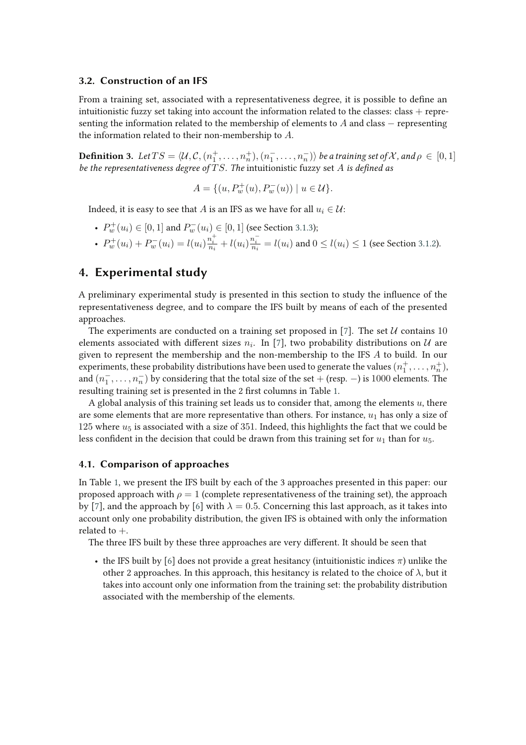### 3.2. Construction of an IFS

From a training set, associated with a representativeness degree, it is possible to define an intuitionistic fuzzy set taking into account the information related to the classes: class $+$ representing the information related to the membership of elements to $A$ and class $-$ representing the information related to their non-membership to $A$.

**Definition 3.** *Let $TS = \langle \mathcal{U}, \mathcal{C}, (n_1^+, \ldots, n_n^+), (n_1^-, \ldots, n_n^-) \rangle$ be a training set of $\mathcal{X}$, and $\rho \in [0, 1]$ be the representativeness degree of $TS$. The* intuitionistic fuzzy set $A$ *is defined as*

$$A = \{(u, P_w^+(u), P_w^-(u)) \mid u \in \mathcal{U}\}.$$

Indeed, it is easy to see that $A$ is an IFS as we have for all $u_i \in \mathcal{U}$:

- $P_w^+(u_i) \in [0, 1]$ and $P_w^-(u_i) \in [0, 1]$ (see Section 3.1.3);
- $P_w^+(u_i) + P_w^-(u_i) = l(u_i)\frac{n_i^+}{n_i} + l(u_i)\frac{n_i^-}{n_i} = l(u_i)$ and $0 \leq l(u_i) \leq 1$ (see Section 3.1.2).

## 4. Experimental study

A preliminary experimental study is presented in this section to study the influence of the representativeness degree, and to compare the IFS built by means of each of the presented approaches.

The experiments are conducted on a training set proposed in [7]. The set $\mathcal{U}$ contains 10 elements associated with different sizes $n_i$. In [7], two probability distributions on $\mathcal{U}$ are given to represent the membership and the non-membership to the IFS $A$ to build. In our experiments, these probability distributions have been used to generate the values $(n_1^+, \ldots, n_n^+)$, and $(n_1^-, \ldots, n_n^-)$ by considering that the total size of the set $+$ (resp. $-$) is 1000 elements. The resulting training set is presented in the 2 first columns in Table 1.

A global analysis of this training set leads us to consider that, among the elements $u$, there are some elements that are more representative than others. For instance, $u_1$ has only a size of 125 where $u_5$ is associated with a size of 351. Indeed, this highlights the fact that we could be less confident in the decision that could be drawn from this training set for $u_1$ than for $u_5$.

### 4.1. Comparison of approaches

In Table 1, we present the IFS built by each of the 3 approaches presented in this paper: our proposed approach with $\rho = 1$ (complete representativeness of the training set), the approach by [7], and the approach by [6] with $\lambda = 0.5$. Concerning this last approach, as it takes into account only one probability distribution, the given IFS is obtained with only the information related to $+$.

The three IFS built by these three approaches are very different. It should be seen that

- the IFS built by [6] does not provide a great hesitancy (intuitionistic indices $\pi$) unlike the other 2 approaches. In this approach, this hesitancy is related to the choice of $\lambda$, but it takes into account only one information from the training set: the probability distribution associated with the membership of the elements.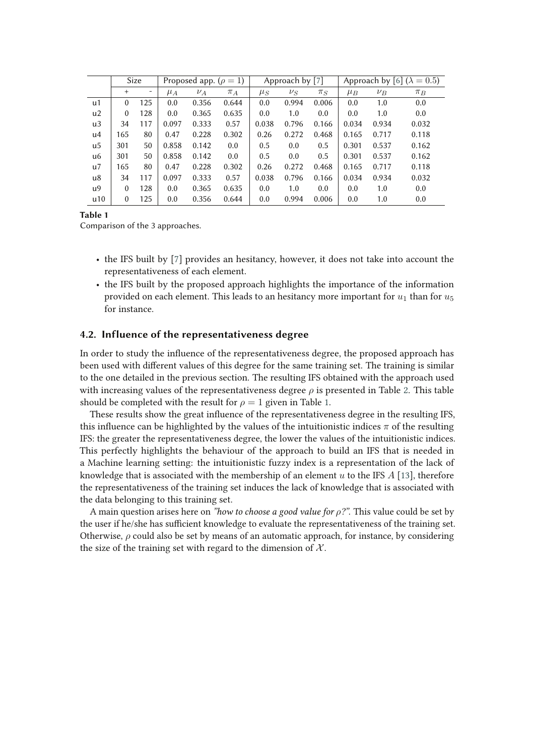| | Size | | Proposed app. ($\rho = 1$) | | | Approach by [7] | | | Approach by [6] ($\lambda = 0.5$) | | |
|---|---|---|---|---|---|---|---|---|---|---|---|
| | + | - | $\mu_A$ | $\nu_A$ | $\pi_A$ | $\mu_S$ | $\nu_S$ | $\pi_S$ | $\mu_B$ | $\nu_B$ | $\pi_B$ |
| u1 | 0 | 125 | 0.0 | 0.356 | 0.644 | 0.0 | 0.994 | 0.006 | 0.0 | 1.0 | 0.0 |
| u2 | 0 | 128 | 0.0 | 0.365 | 0.635 | 0.0 | 1.0 | 0.0 | 0.0 | 1.0 | 0.0 |
| u3 | 34 | 117 | 0.097 | 0.333 | 0.57 | 0.038 | 0.796 | 0.166 | 0.034 | 0.934 | 0.032 |
| u4 | 165 | 80 | 0.47 | 0.228 | 0.302 | 0.26 | 0.272 | 0.468 | 0.165 | 0.717 | 0.118 |
| u5 | 301 | 50 | 0.858 | 0.142 | 0.0 | 0.5 | 0.0 | 0.5 | 0.301 | 0.537 | 0.162 |
| u6 | 301 | 50 | 0.858 | 0.142 | 0.0 | 0.5 | 0.0 | 0.5 | 0.301 | 0.537 | 0.162 |
| u7 | 165 | 80 | 0.47 | 0.228 | 0.302 | 0.26 | 0.272 | 0.468 | 0.165 | 0.717 | 0.118 |
| u8 | 34 | 117 | 0.097 | 0.333 | 0.57 | 0.038 | 0.796 | 0.166 | 0.034 | 0.934 | 0.032 |
| u9 | 0 | 128 | 0.0 | 0.365 | 0.635 | 0.0 | 1.0 | 0.0 | 0.0 | 1.0 | 0.0 |
| u10 | 0 | 125 | 0.0 | 0.356 | 0.644 | 0.0 | 0.994 | 0.006 | 0.0 | 1.0 | 0.0 |

**Table 1**
Comparison of the 3 approaches.

- the IFS built by [7] provides an hesitancy, however, it does not take into account the representativeness of each element.
- the IFS built by the proposed approach highlights the importance of the information provided on each element. This leads to an hesitancy more important for $u_1$ than for $u_5$ for instance.

### 4.2. Influence of the representativeness degree

In order to study the influence of the representativeness degree, the proposed approach has been used with different values of this degree for the same training set. The training is similar to the one detailed in the previous section. The resulting IFS obtained with the approach used with increasing values of the representativeness degree $\rho$ is presented in Table 2. This table should be completed with the result for $\rho = 1$ given in Table 1.

These results show the great influence of the representativeness degree in the resulting IFS, this influence can be highlighted by the values of the intuitionistic indices $\pi$ of the resulting IFS: the greater the representativeness degree, the lower the values of the intuitionistic indices. This perfectly highlights the behaviour of the approach to build an IFS that is needed in a Machine learning setting: the intuitionistic fuzzy index is a representation of the lack of knowledge that is associated with the membership of an element $u$ to the IFS $A$ [13], therefore the representativeness of the training set induces the lack of knowledge that is associated with the data belonging to this training set.

A main question arises here on *"how to choose a good value for $\rho$?"*. This value could be set by the user if he/she has sufficient knowledge to evaluate the representativeness of the training set. Otherwise, $\rho$ could also be set by means of an automatic approach, for instance, by considering the size of the training set with regard to the dimension of $\mathcal{X}$.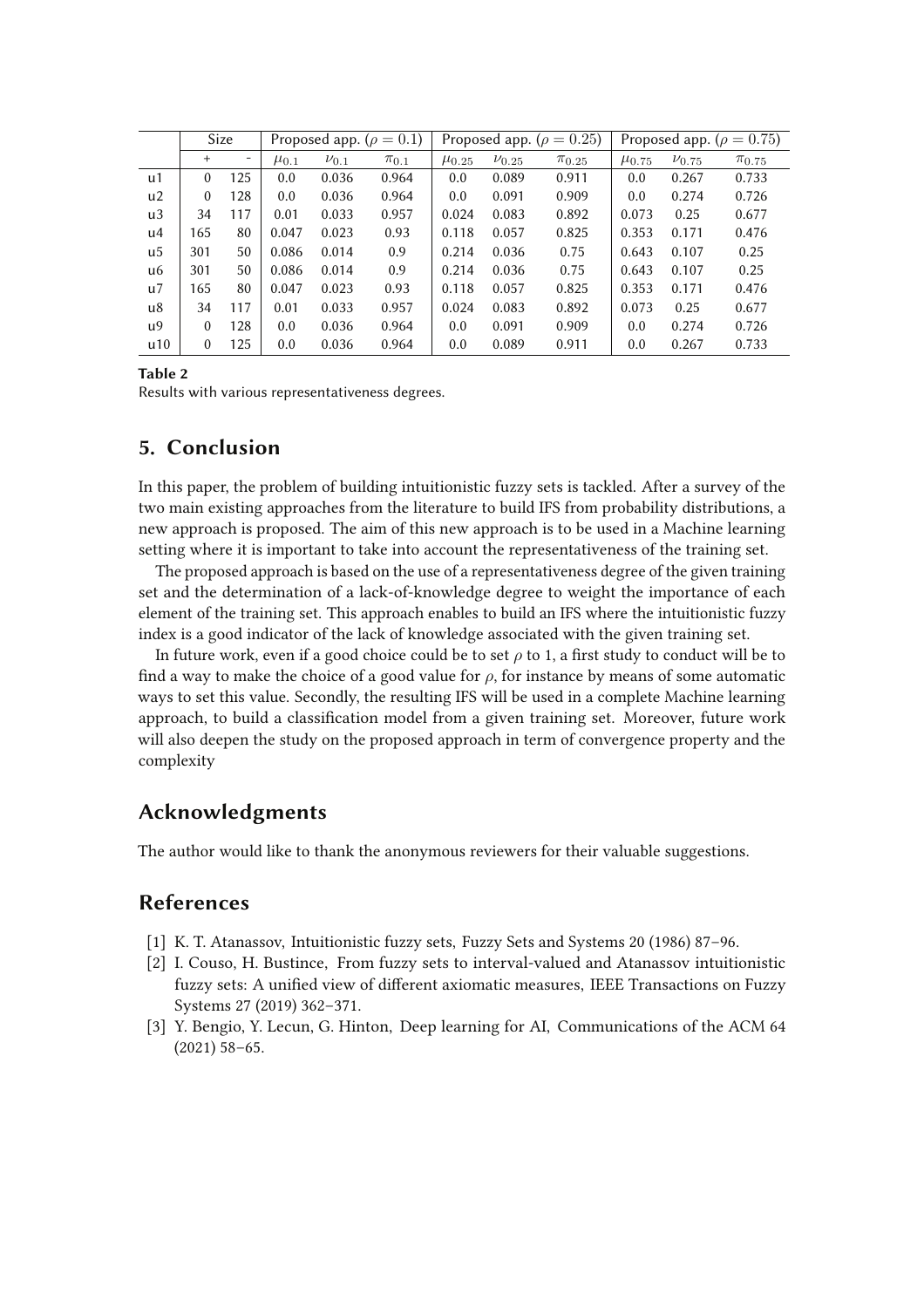| | Size | | Proposed app. ($\rho = 0.1$) | | | Proposed app. ($\rho = 0.25$) | | | Proposed app. ($\rho = 0.75$) | | |
|---|---|---|---|---|---|---|---|---|---|---|---|
| | + | - | $\mu_{0.1}$ | $\nu_{0.1}$ | $\pi_{0.1}$ | $\mu_{0.25}$ | $\nu_{0.25}$ | $\pi_{0.25}$ | $\mu_{0.75}$ | $\nu_{0.75}$ | $\pi_{0.75}$ |
| u1 | 0 | 125 | 0.0 | 0.036 | 0.964 | 0.0 | 0.089 | 0.911 | 0.0 | 0.267 | 0.733 |
| u2 | 0 | 128 | 0.0 | 0.036 | 0.964 | 0.0 | 0.091 | 0.909 | 0.0 | 0.274 | 0.726 |
| u3 | 34 | 117 | 0.01 | 0.033 | 0.957 | 0.024 | 0.083 | 0.892 | 0.073 | 0.25 | 0.677 |
| u4 | 165 | 80 | 0.047 | 0.023 | 0.93 | 0.118 | 0.057 | 0.825 | 0.353 | 0.171 | 0.476 |
| u5 | 301 | 50 | 0.086 | 0.014 | 0.9 | 0.214 | 0.036 | 0.75 | 0.643 | 0.107 | 0.25 |
| u6 | 301 | 50 | 0.086 | 0.014 | 0.9 | 0.214 | 0.036 | 0.75 | 0.643 | 0.107 | 0.25 |
| u7 | 165 | 80 | 0.047 | 0.023 | 0.93 | 0.118 | 0.057 | 0.825 | 0.353 | 0.171 | 0.476 |
| u8 | 34 | 117 | 0.01 | 0.033 | 0.957 | 0.024 | 0.083 | 0.892 | 0.073 | 0.25 | 0.677 |
| u9 | 0 | 128 | 0.0 | 0.036 | 0.964 | 0.0 | 0.091 | 0.909 | 0.0 | 0.274 | 0.726 |
| u10 | 0 | 125 | 0.0 | 0.036 | 0.964 | 0.0 | 0.089 | 0.911 | 0.0 | 0.267 | 0.733 |

**Table 2**
Results with various representativeness degrees.

## 5. Conclusion

In this paper, the problem of building intuitionistic fuzzy sets is tackled. After a survey of the two main existing approaches from the literature to build IFS from probability distributions, a new approach is proposed. The aim of this new approach is to be used in a Machine learning setting where it is important to take into account the representativeness of the training set.

The proposed approach is based on the use of a representativeness degree of the given training set and the determination of a lack-of-knowledge degree to weight the importance of each element of the training set. This approach enables to build an IFS where the intuitionistic fuzzy index is a good indicator of the lack of knowledge associated with the given training set.

In future work, even if a good choice could be to set $\rho$ to 1, a first study to conduct will be to find a way to make the choice of a good value for $\rho$, for instance by means of some automatic ways to set this value. Secondly, the resulting IFS will be used in a complete Machine learning approach, to build a classification model from a given training set. Moreover, future work will also deepen the study on the proposed approach in term of convergence property and the complexity

## Acknowledgments

The author would like to thank the anonymous reviewers for their valuable suggestions.

## References

[1] K. T. Atanassov, Intuitionistic fuzzy sets, Fuzzy Sets and Systems 20 (1986) 87–96.

[2] I. Couso, H. Bustince, From fuzzy sets to interval-valued and Atanassov intuitionistic fuzzy sets: A unified view of different axiomatic measures, IEEE Transactions on Fuzzy Systems 27 (2019) 362–371.

[3] Y. Bengio, Y. Lecun, G. Hinton, Deep learning for AI, Communications of the ACM 64 (2021) 58–65.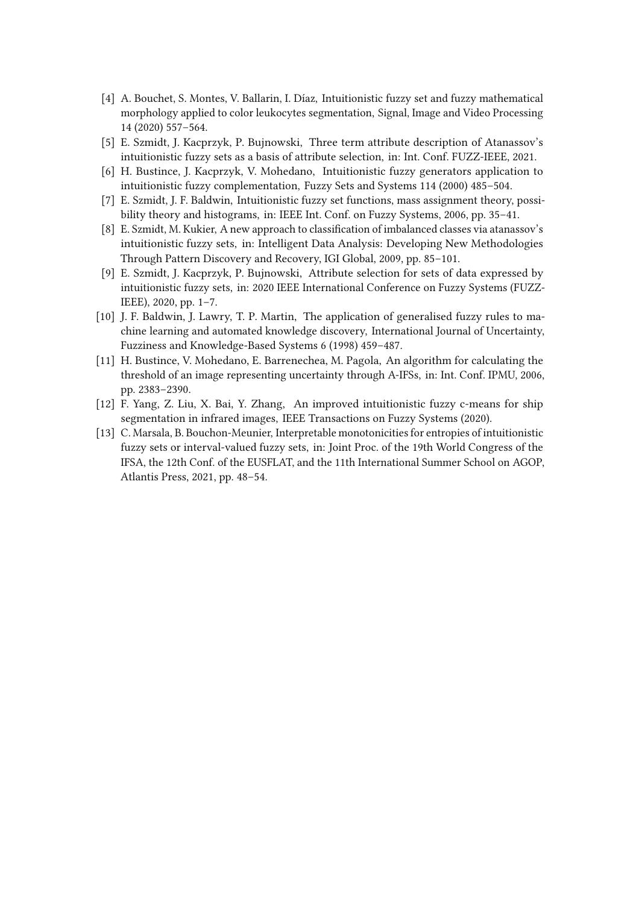[4] A. Bouchet, S. Montes, V. Ballarin, I. Díaz, Intuitionistic fuzzy set and fuzzy mathematical morphology applied to color leukocytes segmentation, Signal, Image and Video Processing 14 (2020) 557–564.

[5] E. Szmidt, J. Kacprzyk, P. Bujnowski, Three term attribute description of Atanassov's intuitionistic fuzzy sets as a basis of attribute selection, in: Int. Conf. FUZZ-IEEE, 2021.

[6] H. Bustince, J. Kacprzyk, V. Mohedano, Intuitionistic fuzzy generators application to intuitionistic fuzzy complementation, Fuzzy Sets and Systems 114 (2000) 485–504.

[7] E. Szmidt, J. F. Baldwin, Intuitionistic fuzzy set functions, mass assignment theory, possibility theory and histograms, in: IEEE Int. Conf. on Fuzzy Systems, 2006, pp. 35–41.

[8] E. Szmidt, M. Kukier, A new approach to classification of imbalanced classes via atanassov's intuitionistic fuzzy sets, in: Intelligent Data Analysis: Developing New Methodologies Through Pattern Discovery and Recovery, IGI Global, 2009, pp. 85–101.

[9] E. Szmidt, J. Kacprzyk, P. Bujnowski, Attribute selection for sets of data expressed by intuitionistic fuzzy sets, in: 2020 IEEE International Conference on Fuzzy Systems (FUZZ-IEEE), 2020, pp. 1–7.

[10] J. F. Baldwin, J. Lawry, T. P. Martin, The application of generalised fuzzy rules to machine learning and automated knowledge discovery, International Journal of Uncertainty, Fuzziness and Knowledge-Based Systems 6 (1998) 459–487.

[11] H. Bustince, V. Mohedano, E. Barrenechea, M. Pagola, An algorithm for calculating the threshold of an image representing uncertainty through A-IFSs, in: Int. Conf. IPMU, 2006, pp. 2383–2390.

[12] F. Yang, Z. Liu, X. Bai, Y. Zhang, An improved intuitionistic fuzzy c-means for ship segmentation in infrared images, IEEE Transactions on Fuzzy Systems (2020).

[13] C. Marsala, B. Bouchon-Meunier, Interpretable monotonicities for entropies of intuitionistic fuzzy sets or interval-valued fuzzy sets, in: Joint Proc. of the 19th World Congress of the IFSA, the 12th Conf. of the EUSFLAT, and the 11th International Summer School on AGOP, Atlantis Press, 2021, pp. 48–54.